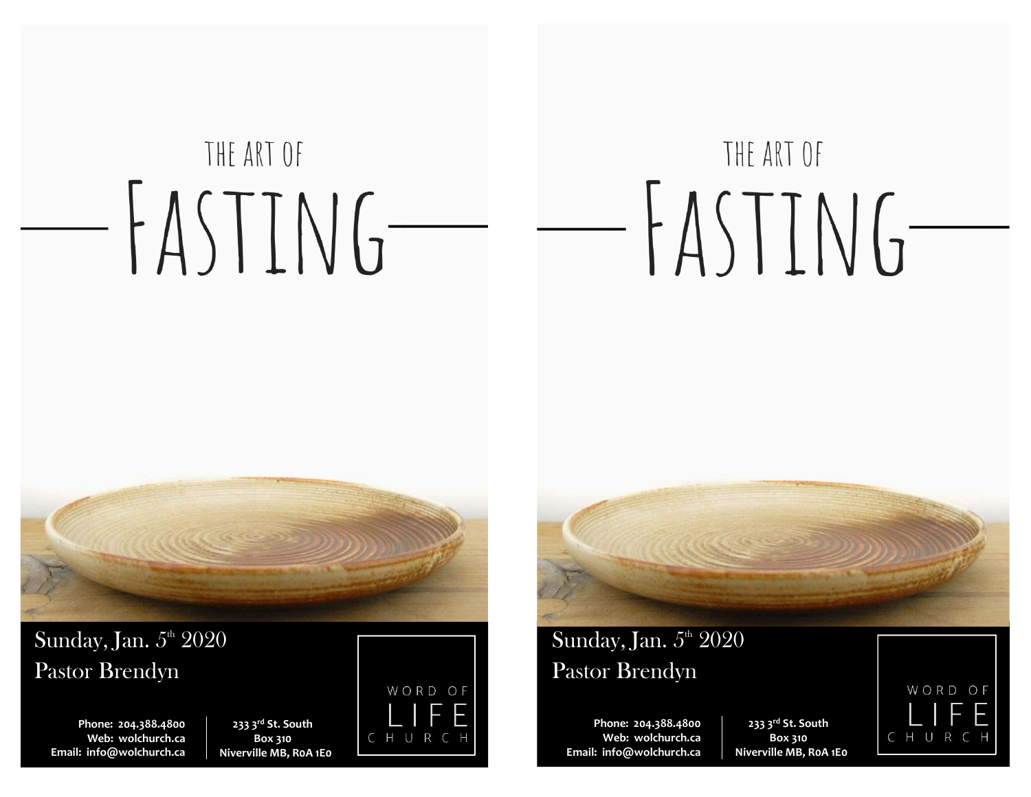# THE ART OF FASTING

Sunday, Jan. 5th 2020

Pastor Brendyn

**Phone: 204.388.4800**
**Web: wolchurch.ca**
**Email: info@wolchurch.ca**

**233 3rd St. South**
**Box 310**
**Niverville MB, R0A 1E0**

WORD OF LIFE CHURCH

# THE ART OF FASTING

Sunday, Jan. 5th 2020

Pastor Brendyn

**Phone: 204.388.4800**
**Web: wolchurch.ca**
**Email: info@wolchurch.ca**

**233 3rd St. South**
**Box 310**
**Niverville MB, R0A 1E0**

WORD OF LIFE CHURCH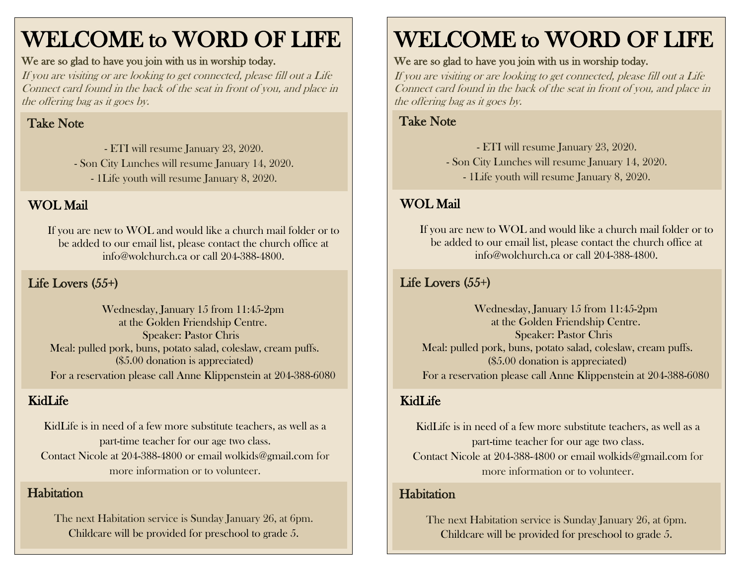# WELCOME to WORD OF LIFE

**We are so glad to have you join with us in worship today.**

*If you are visiting or are looking to get connected, please fill out a Life Connect card found in the back of the seat in front of you, and place in the offering bag as it goes by.*

## Take Note

- ETI will resume January 23, 2020.
- Son City Lunches will resume January 14, 2020.
- 1Life youth will resume January 8, 2020.

## WOL Mail

If you are new to WOL and would like a church mail folder or to be added to our email list, please contact the church office at info@wolchurch.ca or call 204-388-4800.

## Life Lovers (55+)

Wednesday, January 15 from 11:45-2pm
at the Golden Friendship Centre.
Speaker: Pastor Chris
Meal: pulled pork, buns, potato salad, coleslaw, cream puffs.
($5.00 donation is appreciated)
For a reservation please call Anne Klippenstein at 204-388-6080

## KidLife

KidLife is in need of a few more substitute teachers, as well as a part-time teacher for our age two class.
Contact Nicole at 204-388-4800 or email wolkids@gmail.com for more information or to volunteer.

## Habitation

The next Habitation service is Sunday January 26, at 6pm.
Childcare will be provided for preschool to grade 5.

# WELCOME to WORD OF LIFE

**We are so glad to have you join with us in worship today.**

*If you are visiting or are looking to get connected, please fill out a Life Connect card found in the back of the seat in front of you, and place in the offering bag as it goes by.*

## Take Note

- ETI will resume January 23, 2020.
- Son City Lunches will resume January 14, 2020.
- 1Life youth will resume January 8, 2020.

## WOL Mail

If you are new to WOL and would like a church mail folder or to be added to our email list, please contact the church office at info@wolchurch.ca or call 204-388-4800.

## Life Lovers (55+)

Wednesday, January 15 from 11:45-2pm
at the Golden Friendship Centre.
Speaker: Pastor Chris
Meal: pulled pork, buns, potato salad, coleslaw, cream puffs.
($5.00 donation is appreciated)
For a reservation please call Anne Klippenstein at 204-388-6080

## KidLife

KidLife is in need of a few more substitute teachers, as well as a part-time teacher for our age two class.
Contact Nicole at 204-388-4800 or email wolkids@gmail.com for more information or to volunteer.

## Habitation

The next Habitation service is Sunday January 26, at 6pm.
Childcare will be provided for preschool to grade 5.